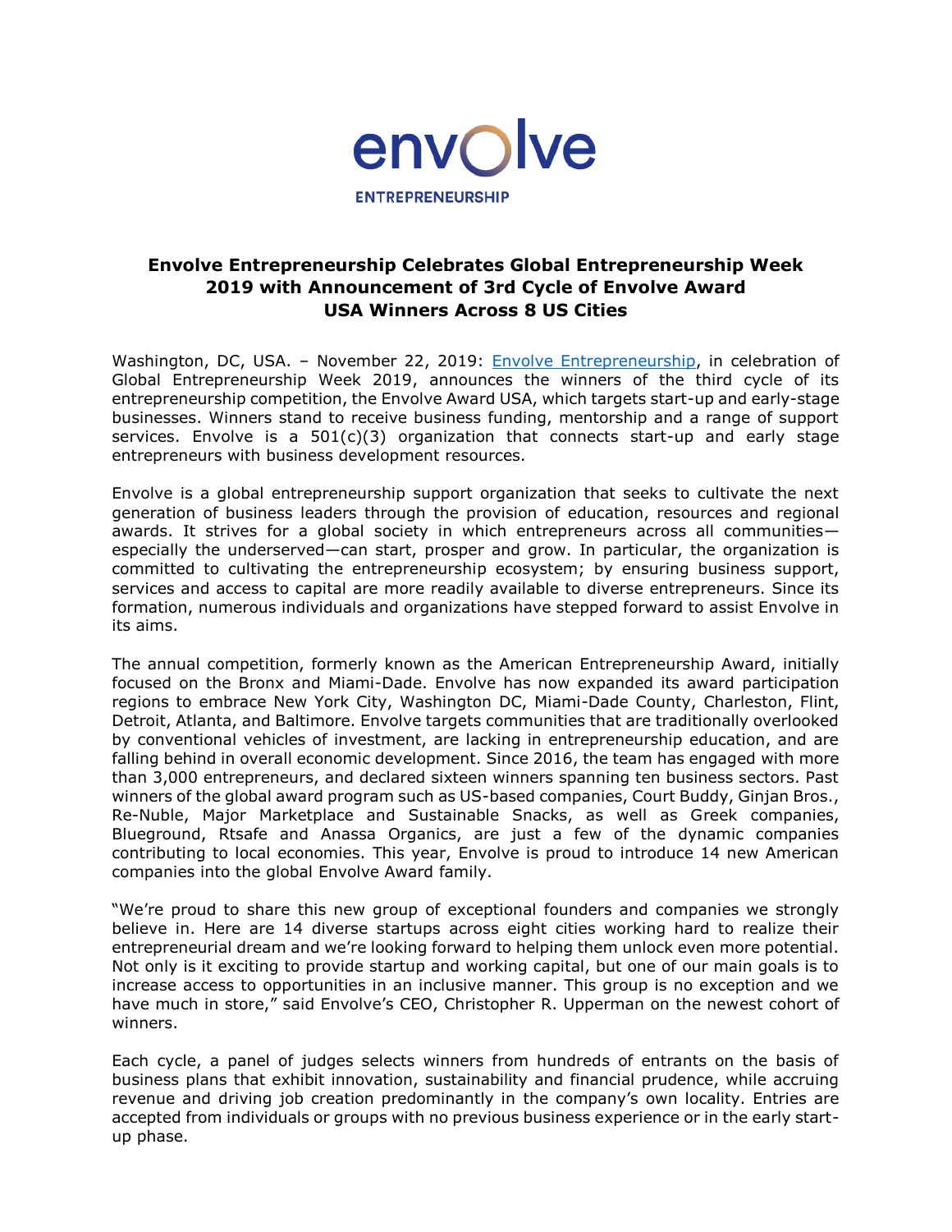envolve

ENTREPRENEURSHIP

# Envolve Entrepreneurship Celebrates Global Entrepreneurship Week 2019 with Announcement of 3rd Cycle of Envolve Award USA Winners Across 8 US Cities

Washington, DC, USA. – November 22, 2019: [Envolve Entrepreneurship](), in celebration of Global Entrepreneurship Week 2019, announces the winners of the third cycle of its entrepreneurship competition, the Envolve Award USA, which targets start-up and early-stage businesses. Winners stand to receive business funding, mentorship and a range of support services. Envolve is a 501(c)(3) organization that connects start-up and early stage entrepreneurs with business development resources.

Envolve is a global entrepreneurship support organization that seeks to cultivate the next generation of business leaders through the provision of education, resources and regional awards. It strives for a global society in which entrepreneurs across all communities—especially the underserved—can start, prosper and grow. In particular, the organization is committed to cultivating the entrepreneurship ecosystem; by ensuring business support, services and access to capital are more readily available to diverse entrepreneurs. Since its formation, numerous individuals and organizations have stepped forward to assist Envolve in its aims.

The annual competition, formerly known as the American Entrepreneurship Award, initially focused on the Bronx and Miami-Dade. Envolve has now expanded its award participation regions to embrace New York City, Washington DC, Miami-Dade County, Charleston, Flint, Detroit, Atlanta, and Baltimore. Envolve targets communities that are traditionally overlooked by conventional vehicles of investment, are lacking in entrepreneurship education, and are falling behind in overall economic development. Since 2016, the team has engaged with more than 3,000 entrepreneurs, and declared sixteen winners spanning ten business sectors. Past winners of the global award program such as US-based companies, Court Buddy, Ginjan Bros., Re-Nuble, Major Marketplace and Sustainable Snacks, as well as Greek companies, Blueground, Rtsafe and Anassa Organics, are just a few of the dynamic companies contributing to local economies. This year, Envolve is proud to introduce 14 new American companies into the global Envolve Award family.

"We're proud to share this new group of exceptional founders and companies we strongly believe in. Here are 14 diverse startups across eight cities working hard to realize their entrepreneurial dream and we're looking forward to helping them unlock even more potential. Not only is it exciting to provide startup and working capital, but one of our main goals is to increase access to opportunities in an inclusive manner. This group is no exception and we have much in store," said Envolve's CEO, Christopher R. Upperman on the newest cohort of winners.

Each cycle, a panel of judges selects winners from hundreds of entrants on the basis of business plans that exhibit innovation, sustainability and financial prudence, while accruing revenue and driving job creation predominantly in the company's own locality. Entries are accepted from individuals or groups with no previous business experience or in the early start-up phase.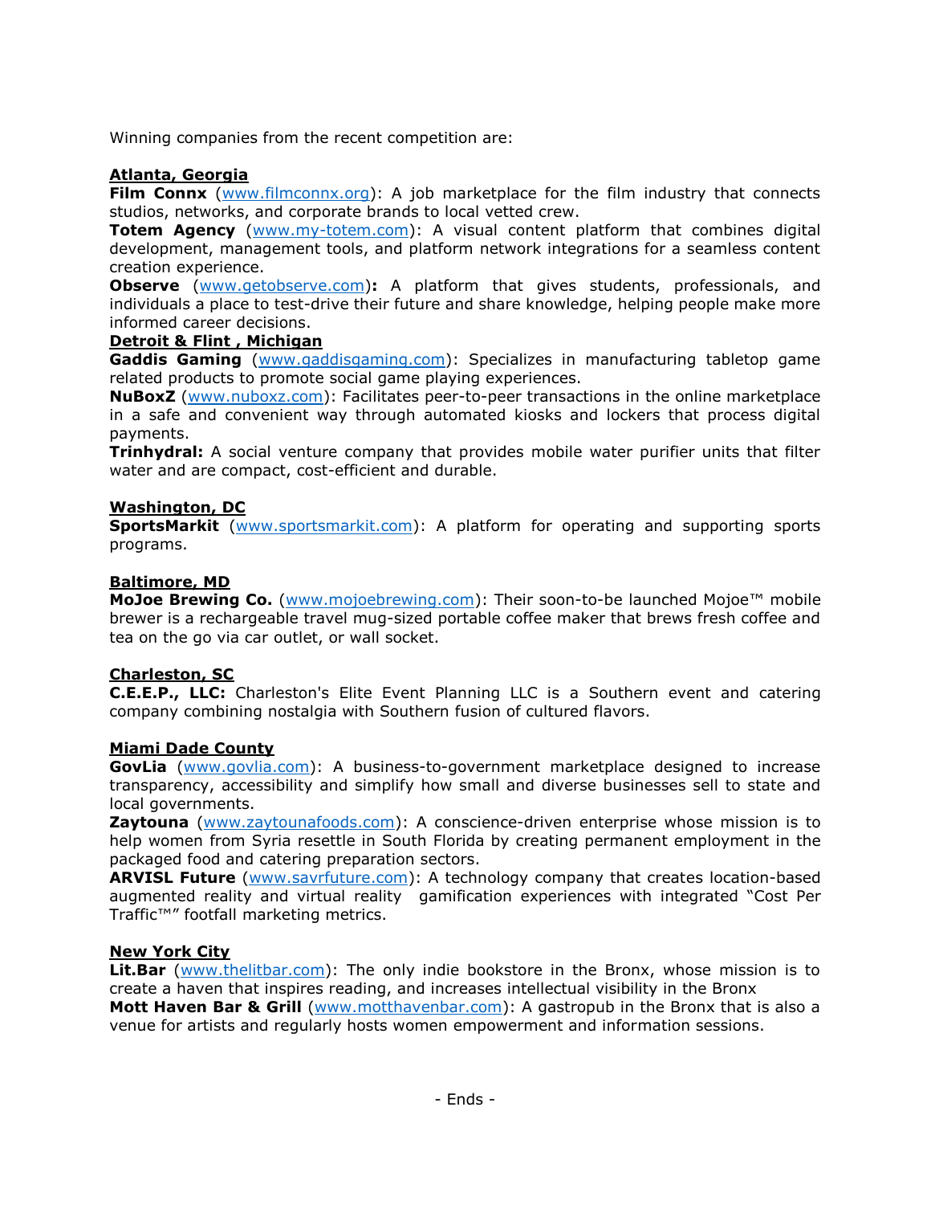Winning companies from the recent competition are:

**Atlanta, Georgia**

**Film Connx** (www.filmconnx.org): A job marketplace for the film industry that connects studios, networks, and corporate brands to local vetted crew.

**Totem Agency** (www.my-totem.com): A visual content platform that combines digital development, management tools, and platform network integrations for a seamless content creation experience.

**Observe** (www.getobserve.com)**:** A platform that gives students, professionals, and individuals a place to test-drive their future and share knowledge, helping people make more informed career decisions.

**Detroit & Flint , Michigan**

**Gaddis Gaming** (www.gaddisgaming.com): Specializes in manufacturing tabletop game related products to promote social game playing experiences.

**NuBoxZ** (www.nuboxz.com): Facilitates peer-to-peer transactions in the online marketplace in a safe and convenient way through automated kiosks and lockers that process digital payments.

**Trinhydral:** A social venture company that provides mobile water purifier units that filter water and are compact, cost-efficient and durable.

**Washington, DC**

**SportsMarkit** (www.sportsmarkit.com): A platform for operating and supporting sports programs.

**Baltimore, MD**

**MoJoe Brewing Co.** (www.mojoebrewing.com): Their soon-to-be launched Mojoe™ mobile brewer is a rechargeable travel mug-sized portable coffee maker that brews fresh coffee and tea on the go via car outlet, or wall socket.

**Charleston, SC**

**C.E.E.P., LLC:** Charleston's Elite Event Planning LLC is a Southern event and catering company combining nostalgia with Southern fusion of cultured flavors.

**Miami Dade County**

**GovLia** (www.govlia.com): A business-to-government marketplace designed to increase transparency, accessibility and simplify how small and diverse businesses sell to state and local governments.

**Zaytouna** (www.zaytounafoods.com): A conscience-driven enterprise whose mission is to help women from Syria resettle in South Florida by creating permanent employment in the packaged food and catering preparation sectors.

**ARVISL Future** (www.savrfuture.com): A technology company that creates location-based augmented reality and virtual reality gamification experiences with integrated "Cost Per Traffic™" footfall marketing metrics.

**New York City**

**Lit.Bar** (www.thelitbar.com): The only indie bookstore in the Bronx, whose mission is to create a haven that inspires reading, and increases intellectual visibility in the Bronx

**Mott Haven Bar & Grill** (www.motthavenbar.com): A gastropub in the Bronx that is also a venue for artists and regularly hosts women empowerment and information sessions.

- Ends -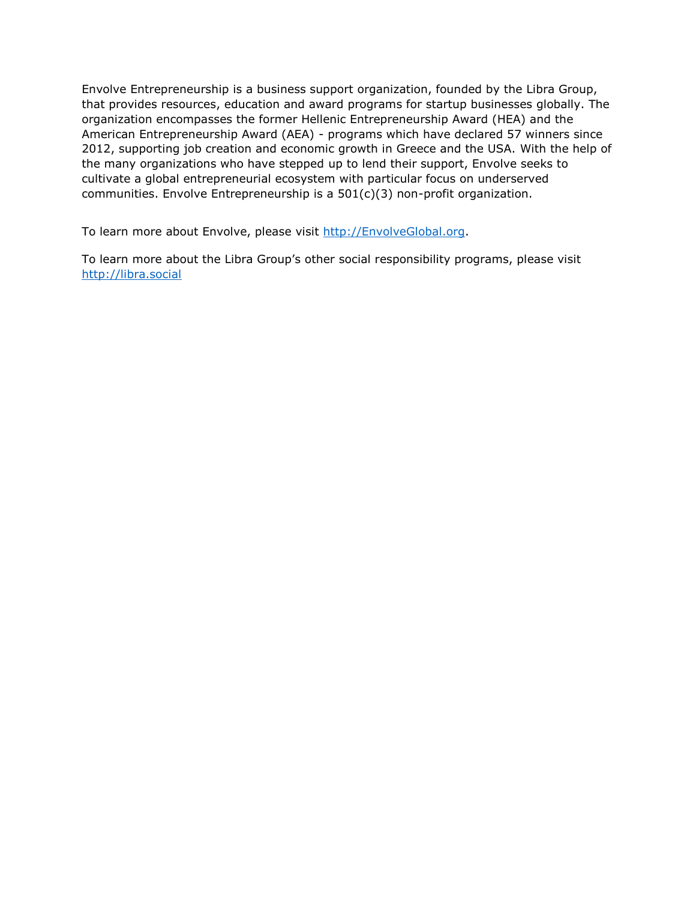Envolve Entrepreneurship is a business support organization, founded by the Libra Group, that provides resources, education and award programs for startup businesses globally. The organization encompasses the former Hellenic Entrepreneurship Award (HEA) and the American Entrepreneurship Award (AEA) - programs which have declared 57 winners since 2012, supporting job creation and economic growth in Greece and the USA. With the help of the many organizations who have stepped up to lend their support, Envolve seeks to cultivate a global entrepreneurial ecosystem with particular focus on underserved communities. Envolve Entrepreneurship is a 501(c)(3) non-profit organization.

To learn more about Envolve, please visit [http://EnvolveGlobal.org](http://EnvolveGlobal.org).

To learn more about the Libra Group's other social responsibility programs, please visit [http://libra.social](http://libra.social)